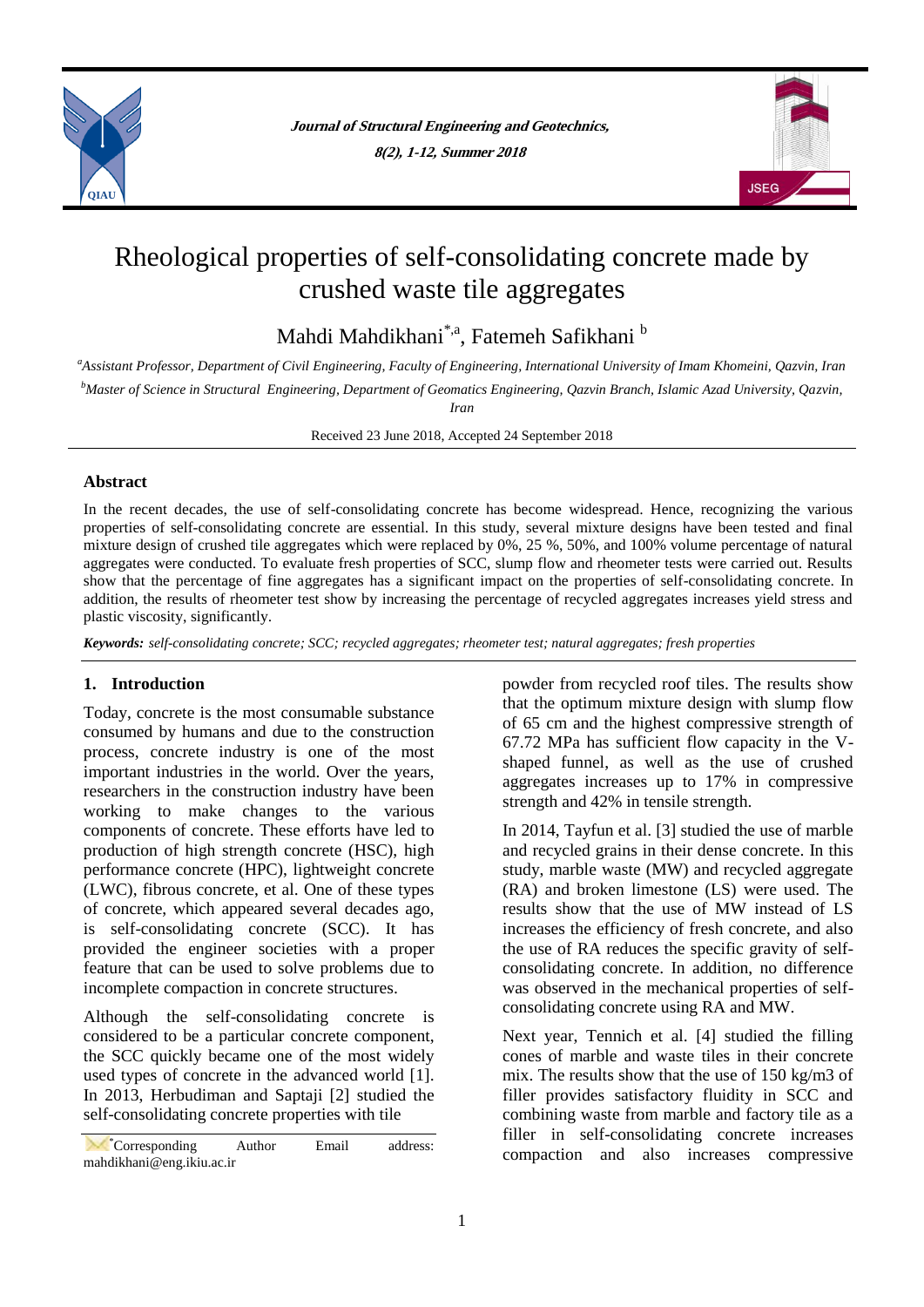# Rheological properties of self-consolidating concrete made by crushed waste tile aggregates

Mahdi Mahdikhani[*,a], Fatemeh Safikhani [b]

[a]Assistant Professor, Department of Civil Engineering, Faculty of Engineering, International University of Imam Khomeini, Qazvin, Iran

[b]Master of Science in Structural Engineering, Department of Geomatics Engineering, Qazvin Branch, Islamic Azad University, Qazvin, Iran

Received 23 June 2018, Accepted 24 September 2018

## Abstract

In the recent decades, the use of self-consolidating concrete has become widespread. Hence, recognizing the various properties of self-consolidating concrete are essential. In this study, several mixture designs have been tested and final mixture design of crushed tile aggregates which were replaced by 0%, 25 %, 50%, and 100% volume percentage of natural aggregates were conducted. To evaluate fresh properties of SCC, slump flow and rheometer tests were carried out. Results show that the percentage of fine aggregates has a significant impact on the properties of self-consolidating concrete. In addition, the results of rheometer test show by increasing the percentage of recycled aggregates increases yield stress and plastic viscosity, significantly.

***Keywords:*** *self-consolidating concrete; SCC; recycled aggregates; rheometer test; natural aggregates; fresh properties*

## 1. Introduction

Today, concrete is the most consumable substance consumed by humans and due to the construction process, concrete industry is one of the most important industries in the world. Over the years, researchers in the construction industry have been working to make changes to the various components of concrete. These efforts have led to production of high strength concrete (HSC), high performance concrete (HPC), lightweight concrete (LWC), fibrous concrete, et al. One of these types of concrete, which appeared several decades ago, is self-consolidating concrete (SCC). It has provided the engineer societies with a proper feature that can be used to solve problems due to incomplete compaction in concrete structures.

Although the self-consolidating concrete is considered to be a particular concrete component, the SCC quickly became one of the most widely used types of concrete in the advanced world [1]. In 2013, Herbudiman and Saptaji [2] studied the self-consolidating concrete properties with tile powder from recycled roof tiles. The results show that the optimum mixture design with slump flow of 65 cm and the highest compressive strength of 67.72 MPa has sufficient flow capacity in the V-shaped funnel, as well as the use of crushed aggregates increases up to 17% in compressive strength and 42% in tensile strength.

In 2014, Tayfun et al. [3] studied the use of marble and recycled grains in their dense concrete. In this study, marble waste (MW) and recycled aggregate (RA) and broken limestone (LS) were used. The results show that the use of MW instead of LS increases the efficiency of fresh concrete, and also the use of RA reduces the specific gravity of self-consolidating concrete. In addition, no difference was observed in the mechanical properties of self-consolidating concrete using RA and MW.

Next year, Tennich et al. [4] studied the filling cones of marble and waste tiles in their concrete mix. The results show that the use of 150 kg/m3 of filler provides satisfactory fluidity in SCC and combining waste from marble and factory tile as a filler in self-consolidating concrete increases compaction and also increases compressive

[*]Corresponding Author Email address: mahdikhani@eng.ikiu.ac.ir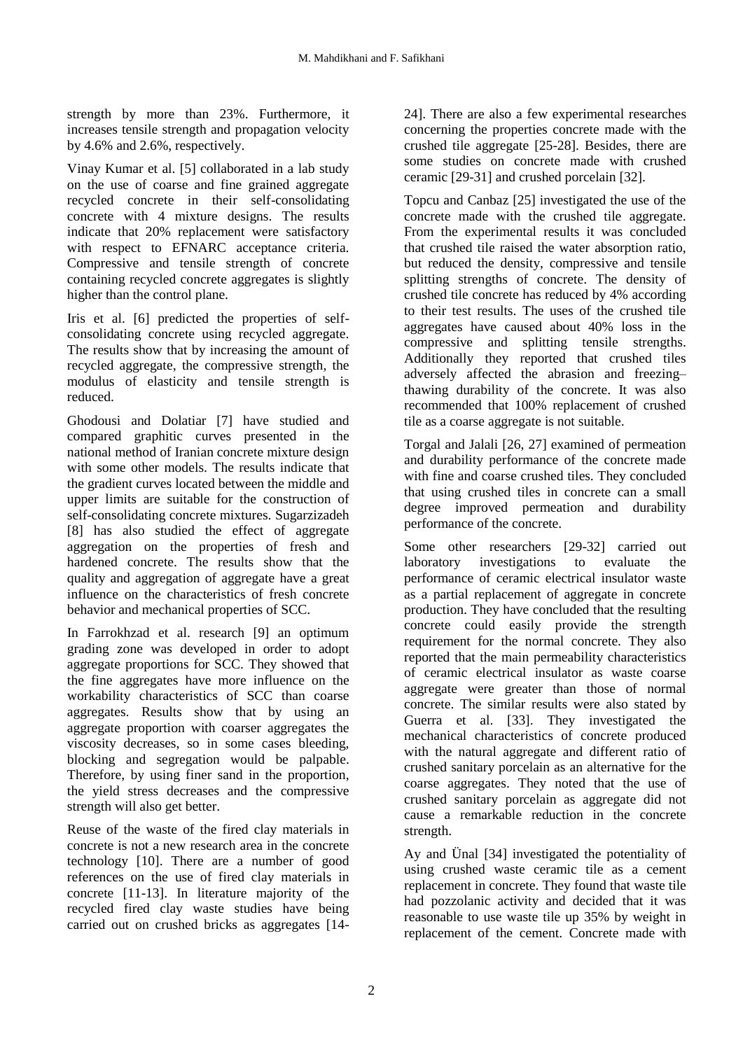strength by more than 23%. Furthermore, it increases tensile strength and propagation velocity by 4.6% and 2.6%, respectively.

Vinay Kumar et al. [5] collaborated in a lab study on the use of coarse and fine grained aggregate recycled concrete in their self-consolidating concrete with 4 mixture designs. The results indicate that 20% replacement were satisfactory with respect to EFNARC acceptance criteria. Compressive and tensile strength of concrete containing recycled concrete aggregates is slightly higher than the control plane.

Iris et al. [6] predicted the properties of self-consolidating concrete using recycled aggregate. The results show that by increasing the amount of recycled aggregate, the compressive strength, the modulus of elasticity and tensile strength is reduced.

Ghodousi and Dolatiar [7] have studied and compared graphitic curves presented in the national method of Iranian concrete mixture design with some other models. The results indicate that the gradient curves located between the middle and upper limits are suitable for the construction of self-consolidating concrete mixtures. Sugarzizadeh [8] has also studied the effect of aggregate aggregation on the properties of fresh and hardened concrete. The results show that the quality and aggregation of aggregate have a great influence on the characteristics of fresh concrete behavior and mechanical properties of SCC.

In Farrokhzad et al. research [9] an optimum grading zone was developed in order to adopt aggregate proportions for SCC. They showed that the fine aggregates have more influence on the workability characteristics of SCC than coarse aggregates. Results show that by using an aggregate proportion with coarser aggregates the viscosity decreases, so in some cases bleeding, blocking and segregation would be palpable. Therefore, by using finer sand in the proportion, the yield stress decreases and the compressive strength will also get better.

Reuse of the waste of the fired clay materials in concrete is not a new research area in the concrete technology [10]. There are a number of good references on the use of fired clay materials in concrete [11-13]. In literature majority of the recycled fired clay waste studies have being carried out on crushed bricks as aggregates [14-24]. There are also a few experimental researches concerning the properties concrete made with the crushed tile aggregate [25-28]. Besides, there are some studies on concrete made with crushed ceramic [29-31] and crushed porcelain [32].

Topcu and Canbaz [25] investigated the use of the concrete made with the crushed tile aggregate. From the experimental results it was concluded that crushed tile raised the water absorption ratio, but reduced the density, compressive and tensile splitting strengths of concrete. The density of crushed tile concrete has reduced by 4% according to their test results. The uses of the crushed tile aggregates have caused about 40% loss in the compressive and splitting tensile strengths. Additionally they reported that crushed tiles adversely affected the abrasion and freezing–thawing durability of the concrete. It was also recommended that 100% replacement of crushed tile as a coarse aggregate is not suitable.

Torgal and Jalali [26, 27] examined of permeation and durability performance of the concrete made with fine and coarse crushed tiles. They concluded that using crushed tiles in concrete can a small degree improved permeation and durability performance of the concrete.

Some other researchers [29-32] carried out laboratory investigations to evaluate the performance of ceramic electrical insulator waste as a partial replacement of aggregate in concrete production. They have concluded that the resulting concrete could easily provide the strength requirement for the normal concrete. They also reported that the main permeability characteristics of ceramic electrical insulator as waste coarse aggregate were greater than those of normal concrete. The similar results were also stated by Guerra et al. [33]. They investigated the mechanical characteristics of concrete produced with the natural aggregate and different ratio of crushed sanitary porcelain as an alternative for the coarse aggregates. They noted that the use of crushed sanitary porcelain as aggregate did not cause a remarkable reduction in the concrete strength.

Ay and Ünal [34] investigated the potentiality of using crushed waste ceramic tile as a cement replacement in concrete. They found that waste tile had pozzolanic activity and decided that it was reasonable to use waste tile up 35% by weight in replacement of the cement. Concrete made with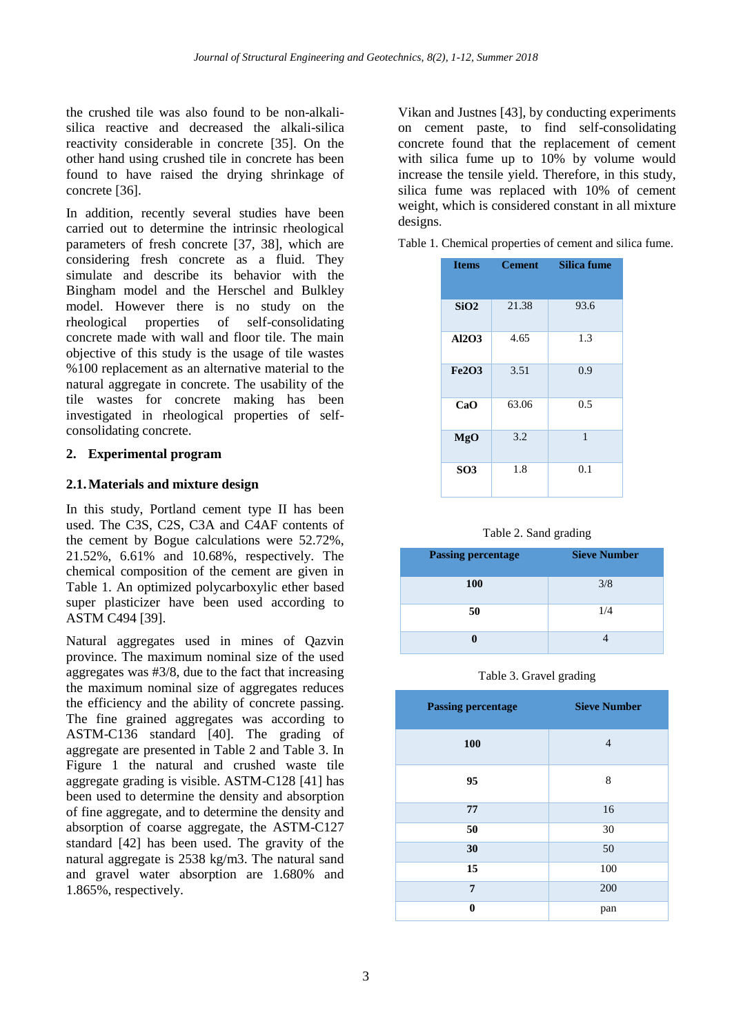the crushed tile was also found to be non-alkali-silica reactive and decreased the alkali-silica reactivity considerable in concrete [35]. On the other hand using crushed tile in concrete has been found to have raised the drying shrinkage of concrete [36].

In addition, recently several studies have been carried out to determine the intrinsic rheological parameters of fresh concrete [37, 38], which are considering fresh concrete as a fluid. They simulate and describe its behavior with the Bingham model and the Herschel and Bulkley model. However there is no study on the rheological properties of self-consolidating concrete made with wall and floor tile. The main objective of this study is the usage of tile wastes %100 replacement as an alternative material to the natural aggregate in concrete. The usability of the tile wastes for concrete making has been investigated in rheological properties of self-consolidating concrete.

## 2. Experimental program

### 2.1. Materials and mixture design

In this study, Portland cement type II has been used. The C3S, C2S, C3A and C4AF contents of the cement by Bogue calculations were 52.72%, 21.52%, 6.61% and 10.68%, respectively. The chemical composition of the cement are given in Table 1. An optimized polycarboxylic ether based super plasticizer have been used according to ASTM C494 [39].

Natural aggregates used in mines of Qazvin province. The maximum nominal size of the used aggregates was #3/8, due to the fact that increasing the maximum nominal size of aggregates reduces the efficiency and the ability of concrete passing. The fine grained aggregates was according to ASTM-C136 standard [40]. The grading of aggregate are presented in Table 2 and Table 3. In Figure 1 the natural and crushed waste tile aggregate grading is visible. ASTM-C128 [41] has been used to determine the density and absorption of fine aggregate, and to determine the density and absorption of coarse aggregate, the ASTM-C127 standard [42] has been used. The gravity of the natural aggregate is 2538 kg/m3. The natural sand and gravel water absorption are 1.680% and 1.865%, respectively.

Vikan and Justnes [43], by conducting experiments on cement paste, to find self-consolidating concrete found that the replacement of cement with silica fume up to 10% by volume would increase the tensile yield. Therefore, in this study, silica fume was replaced with 10% of cement weight, which is considered constant in all mixture designs.

Table 1. Chemical properties of cement and silica fume.

| Items | Cement | Silica fume |
|---|---|---|
| $SiO_2$ | 21.38 | 93.6 |
| $Al_2O_3$ | 4.65 | 1.3 |
| $Fe_2O_3$ | 3.51 | 0.9 |
| CaO | 63.06 | 0.5 |
| MgO | 3.2 | 1 |
| $SO_3$ | 1.8 | 0.1 |

Table 2. Sand grading

| Passing percentage | Sieve Number |
|---|---|
| 100 | 3/8 |
| 50 | 1/4 |
| 0 | 4 |

Table 3. Gravel grading

| Passing percentage | Sieve Number |
|---|---|
| 100 | 4 |
| 95 | 8 |
| 77 | 16 |
| 50 | 30 |
| 30 | 50 |
| 15 | 100 |
| 7 | 200 |
| 0 | pan |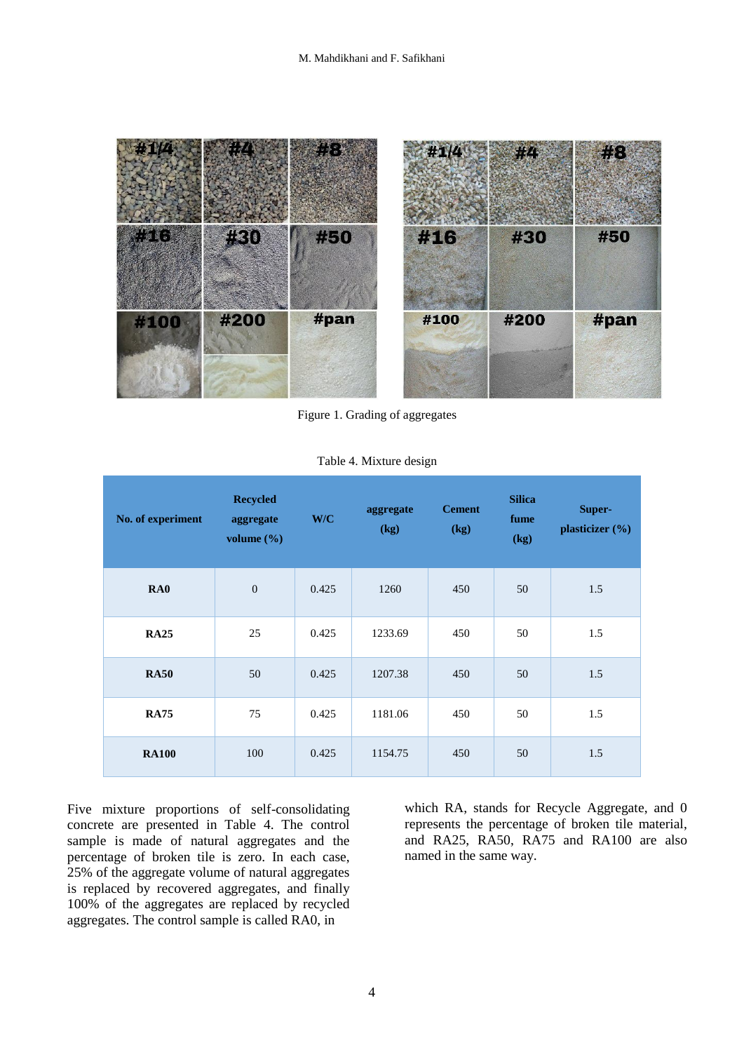Figure 1. Grading of aggregates

Table 4. Mixture design

| No. of experiment | Recycled aggregate volume (%) | W/C | aggregate (kg) | Cement (kg) | Silica fume (kg) | Super-plasticizer (%) |
|---|---|---|---|---|---|---|
| **RA0** | 0 | 0.425 | 1260 | 450 | 50 | 1.5 |
| **RA25** | 25 | 0.425 | 1233.69 | 450 | 50 | 1.5 |
| **RA50** | 50 | 0.425 | 1207.38 | 450 | 50 | 1.5 |
| **RA75** | 75 | 0.425 | 1181.06 | 450 | 50 | 1.5 |
| **RA100** | 100 | 0.425 | 1154.75 | 450 | 50 | 1.5 |

Five mixture proportions of self-consolidating concrete are presented in Table 4. The control sample is made of natural aggregates and the percentage of broken tile is zero. In each case, 25% of the aggregate volume of natural aggregates is replaced by recovered aggregates, and finally 100% of the aggregates are replaced by recycled aggregates. The control sample is called RA0, in which RA, stands for Recycle Aggregate, and 0 represents the percentage of broken tile material, and RA25, RA50, RA75 and RA100 are also named in the same way.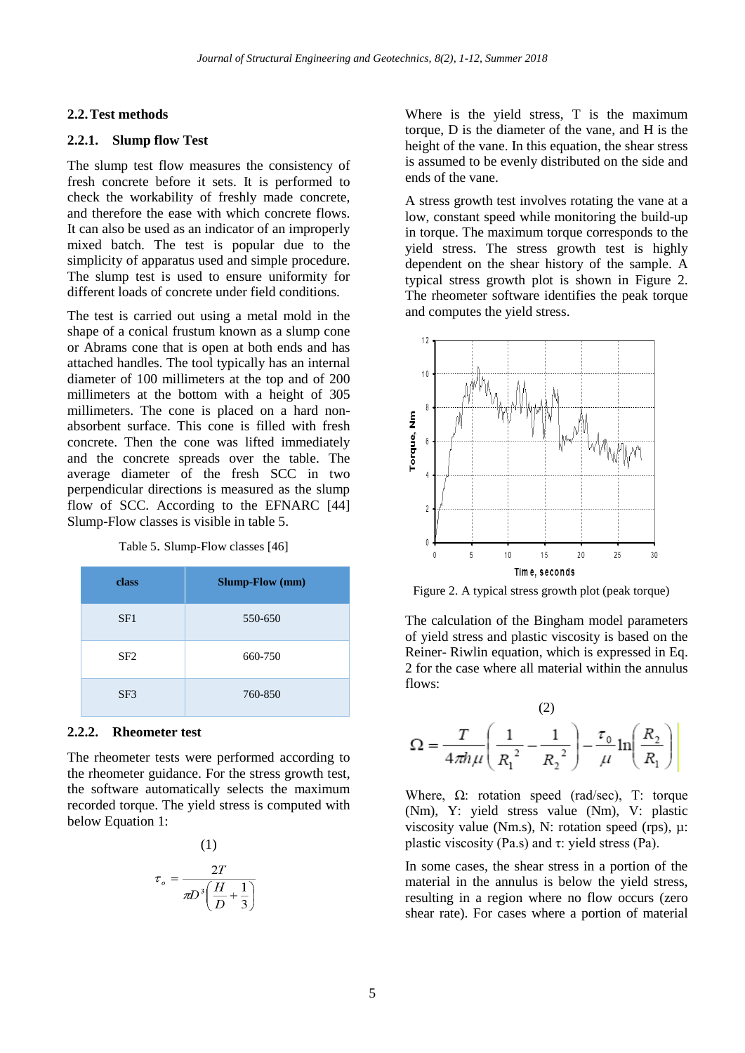## 2.2. Test methods

### 2.2.1. Slump flow Test

The slump test flow measures the consistency of fresh concrete before it sets. It is performed to check the workability of freshly made concrete, and therefore the ease with which concrete flows. It can also be used as an indicator of an improperly mixed batch. The test is popular due to the simplicity of apparatus used and simple procedure. The slump test is used to ensure uniformity for different loads of concrete under field conditions.

The test is carried out using a metal mold in the shape of a conical frustum known as a slump cone or Abrams cone that is open at both ends and has attached handles. The tool typically has an internal diameter of 100 millimeters at the top and of 200 millimeters at the bottom with a height of 305 millimeters. The cone is placed on a hard non-absorbent surface. This cone is filled with fresh concrete. Then the cone was lifted immediately and the concrete spreads over the table. The average diameter of the fresh SCC in two perpendicular directions is measured as the slump flow of SCC. According to the EFNARC [44] Slump-Flow classes is visible in table 5.

Table 5. Slump-Flow classes [46]

| class | Slump-Flow (mm) |
|---|---|
| SF1 | 550-650 |
| SF2 | 660-750 |
| SF3 | 760-850 |

### 2.2.2. Rheometer test

The rheometer tests were performed according to the rheometer guidance. For the stress growth test, the software automatically selects the maximum recorded torque. The yield stress is computed with below Equation 1:

(1)

$$\tau_o = \frac{2T}{\pi D^3\left(\frac{H}{D}+\frac{1}{3}\right)}$$

Where is the yield stress, T is the maximum torque, D is the diameter of the vane, and H is the height of the vane. In this equation, the shear stress is assumed to be evenly distributed on the side and ends of the vane.

A stress growth test involves rotating the vane at a low, constant speed while monitoring the build-up in torque. The maximum torque corresponds to the yield stress. The stress growth test is highly dependent on the shear history of the sample. A typical stress growth plot is shown in Figure 2. The rheometer software identifies the peak torque and computes the yield stress.

Figure 2. A typical stress growth plot (peak torque)

The calculation of the Bingham model parameters of yield stress and plastic viscosity is based on the Reiner- Riwlin equation, which is expressed in Eq. 2 for the case where all material within the annulus flows:

(2)

$$\Omega = \frac{T}{4\pi h\mu}\left(\frac{1}{R_1^{\,2}}-\frac{1}{R_2^{\,2}}\right)-\frac{\tau_0}{\mu}\ln\left(\frac{R_2}{R_1}\right)$$

Where, Ω: rotation speed (rad/sec), T: torque (Nm), Y: yield stress value (Nm), V: plastic viscosity value (Nm.s), N: rotation speed (rps), μ: plastic viscosity (Pa.s) and τ: yield stress (Pa).

In some cases, the shear stress in a portion of the material in the annulus is below the yield stress, resulting in a region where no flow occurs (zero shear rate). For cases where a portion of material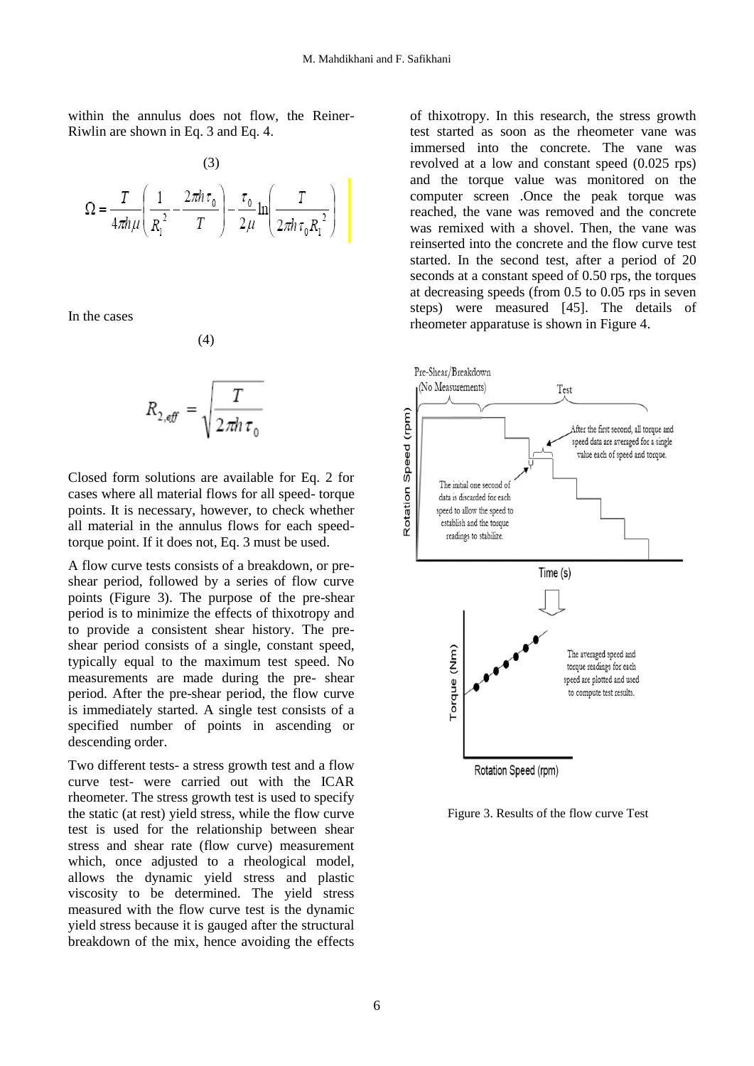within the annulus does not flow, the Reiner-Riwlin are shown in Eq. 3 and Eq. 4.

$$\Omega = \frac{T}{4\pi h \mu}\left(\frac{1}{R_1^2} - \frac{2\pi h \tau_0}{T}\right) - \frac{\tau_0}{2\mu}\ln\left(\frac{T}{2\pi h \tau_0 R_1^2}\right) \quad (3)$$

In the cases

$$R_{2,eff} = \sqrt{\frac{T}{2\pi h \tau_0}} \quad (4)$$

Closed form solutions are available for Eq. 2 for cases where all material flows for all speed- torque points. It is necessary, however, to check whether all material in the annulus flows for each speed-torque point. If it does not, Eq. 3 must be used.

A flow curve tests consists of a breakdown, or pre-shear period, followed by a series of flow curve points (Figure 3). The purpose of the pre-shear period is to minimize the effects of thixotropy and to provide a consistent shear history. The pre-shear period consists of a single, constant speed, typically equal to the maximum test speed. No measurements are made during the pre- shear period. After the pre-shear period, the flow curve is immediately started. A single test consists of a specified number of points in ascending or descending order.

Two different tests- a stress growth test and a flow curve test- were carried out with the ICAR rheometer. The stress growth test is used to specify the static (at rest) yield stress, while the flow curve test is used for the relationship between shear stress and shear rate (flow curve) measurement which, once adjusted to a rheological model, allows the dynamic yield stress and plastic viscosity to be determined. The yield stress measured with the flow curve test is the dynamic yield stress because it is gauged after the structural breakdown of the mix, hence avoiding the effects of thixotropy. In this research, the stress growth test started as soon as the rheometer vane was immersed into the concrete. The vane was revolved at a low and constant speed (0.025 rps) and the torque value was monitored on the computer screen .Once the peak torque was reached, the vane was removed and the concrete was remixed with a shovel. Then, the vane was reinserted into the concrete and the flow curve test started. In the second test, after a period of 20 seconds at a constant speed of 0.50 rps, the torques at decreasing speeds (from 0.5 to 0.05 rps in seven steps) were measured [45]. The details of rheometer apparatuse is shown in Figure 4.

Pre-Shear/Breakdown (No Measurements) — Test

Rotation Speed (rpm) — Time (s)

After the first second, all torque and speed data are averaged for a single value each of speed and torque.

The initial one second of data is discarded for each speed to allow the speed to establish and the torque readings to stabilize.

Torque (Nm) — Rotation Speed (rpm)

The averaged speed and torque readings for each speed are plotted and used to compute test results.

Figure 3. Results of the flow curve Test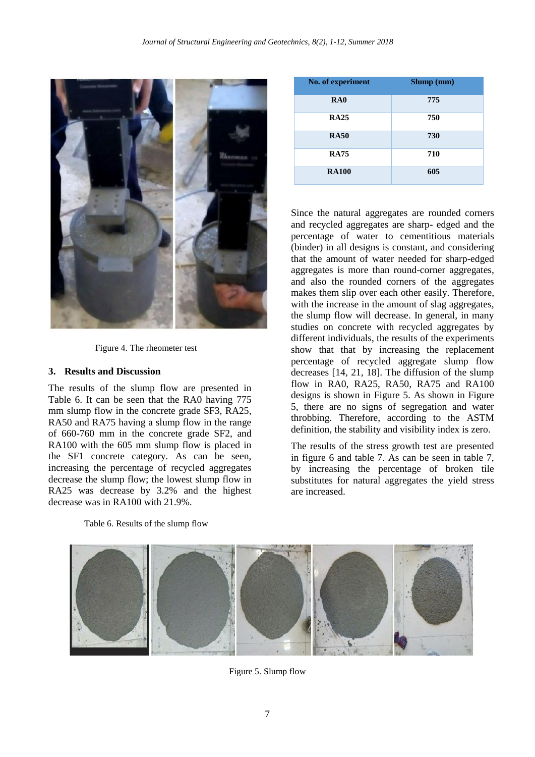Figure 4. The rheometer test

## 3. Results and Discussion

The results of the slump flow are presented in Table 6. It can be seen that the RA0 having 775 mm slump flow in the concrete grade SF3, RA25, RA50 and RA75 having a slump flow in the range of 660-760 mm in the concrete grade SF2, and RA100 with the 605 mm slump flow is placed in the SF1 concrete category. As can be seen, increasing the percentage of recycled aggregates decrease the slump flow; the lowest slump flow in RA25 was decrease by 3.2% and the highest decrease was in RA100 with 21.9%.

Table 6. Results of the slump flow

| No. of experiment | Slump (mm) |
|---|---|
| RA0 | 775 |
| RA25 | 750 |
| RA50 | 730 |
| RA75 | 710 |
| RA100 | 605 |

Since the natural aggregates are rounded corners and recycled aggregates are sharp- edged and the percentage of water to cementitious materials (binder) in all designs is constant, and considering that the amount of water needed for sharp-edged aggregates is more than round-corner aggregates, and also the rounded corners of the aggregates makes them slip over each other easily. Therefore, with the increase in the amount of slag aggregates, the slump flow will decrease. In general, in many studies on concrete with recycled aggregates by different individuals, the results of the experiments show that that by increasing the replacement percentage of recycled aggregate slump flow decreases [14, 21, 18]. The diffusion of the slump flow in RA0, RA25, RA50, RA75 and RA100 designs is shown in Figure 5. As shown in Figure 5, there are no signs of segregation and water throbbing. Therefore, according to the ASTM definition, the stability and visibility index is zero.

The results of the stress growth test are presented in figure 6 and table 7. As can be seen in table 7, by increasing the percentage of broken tile substitutes for natural aggregates the yield stress are increased.

Figure 5. Slump flow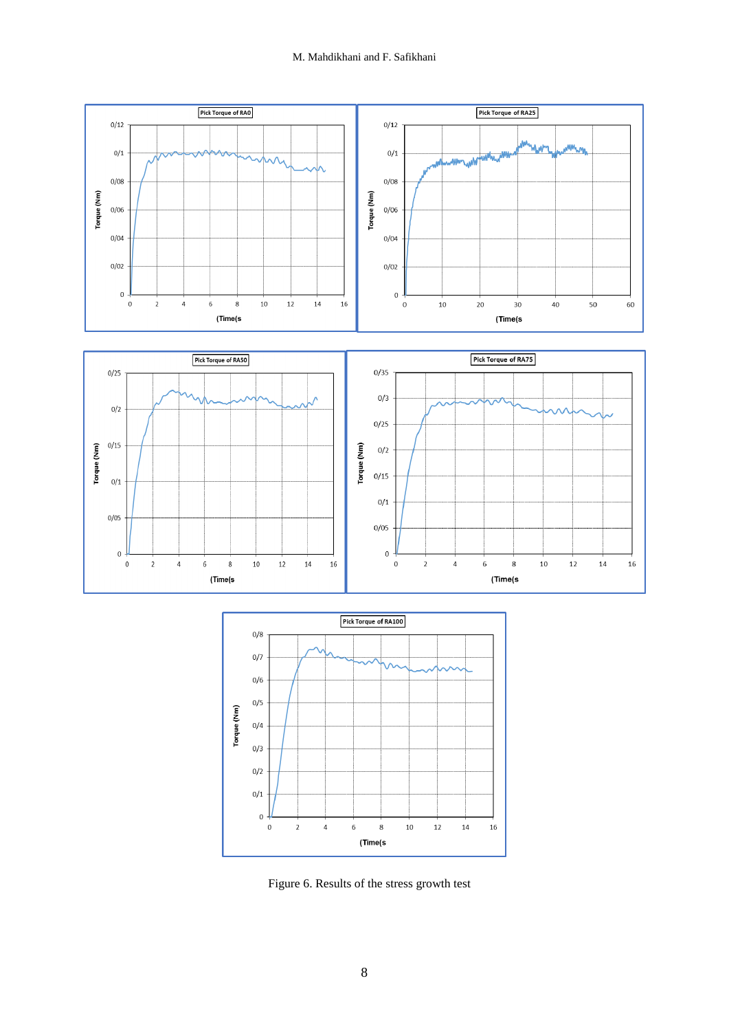Figure 6. Results of the stress growth test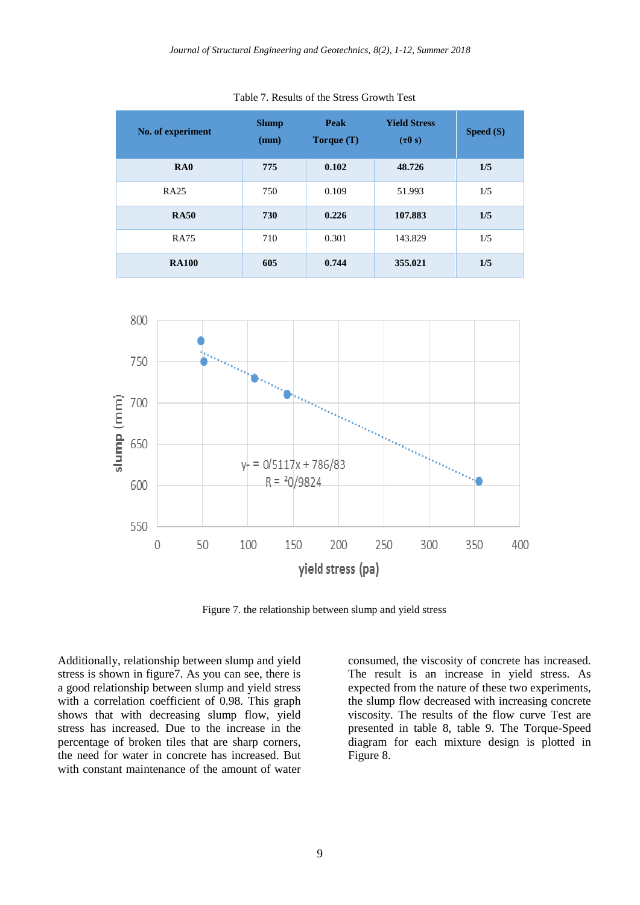Table 7. Results of the Stress Growth Test

| No. of experiment | Slump (mm) | Peak Torque (T) | Yield Stress (τ0 s) | Speed (S) |
|---|---|---|---|---|
| **RA0** | **775** | **0.102** | **48.726** | **1/5** |
| RA25 | 750 | 0.109 | 51.993 | 1/5 |
| **RA50** | **730** | **0.226** | **107.883** | **1/5** |
| RA75 | 710 | 0.301 | 143.829 | 1/5 |
| **RA100** | **605** | **0.744** | **355.021** | **1/5** |

Figure 7. the relationship between slump and yield stress

Additionally, relationship between slump and yield stress is shown in figure7. As you can see, there is a good relationship between slump and yield stress with a correlation coefficient of 0.98. This graph shows that with decreasing slump flow, yield stress has increased. Due to the increase in the percentage of broken tiles that are sharp corners, the need for water in concrete has increased. But with constant maintenance of the amount of water consumed, the viscosity of concrete has increased. The result is an increase in yield stress. As expected from the nature of these two experiments, the slump flow decreased with increasing concrete viscosity. The results of the flow curve Test are presented in table 8, table 9. The Torque-Speed diagram for each mixture design is plotted in Figure 8.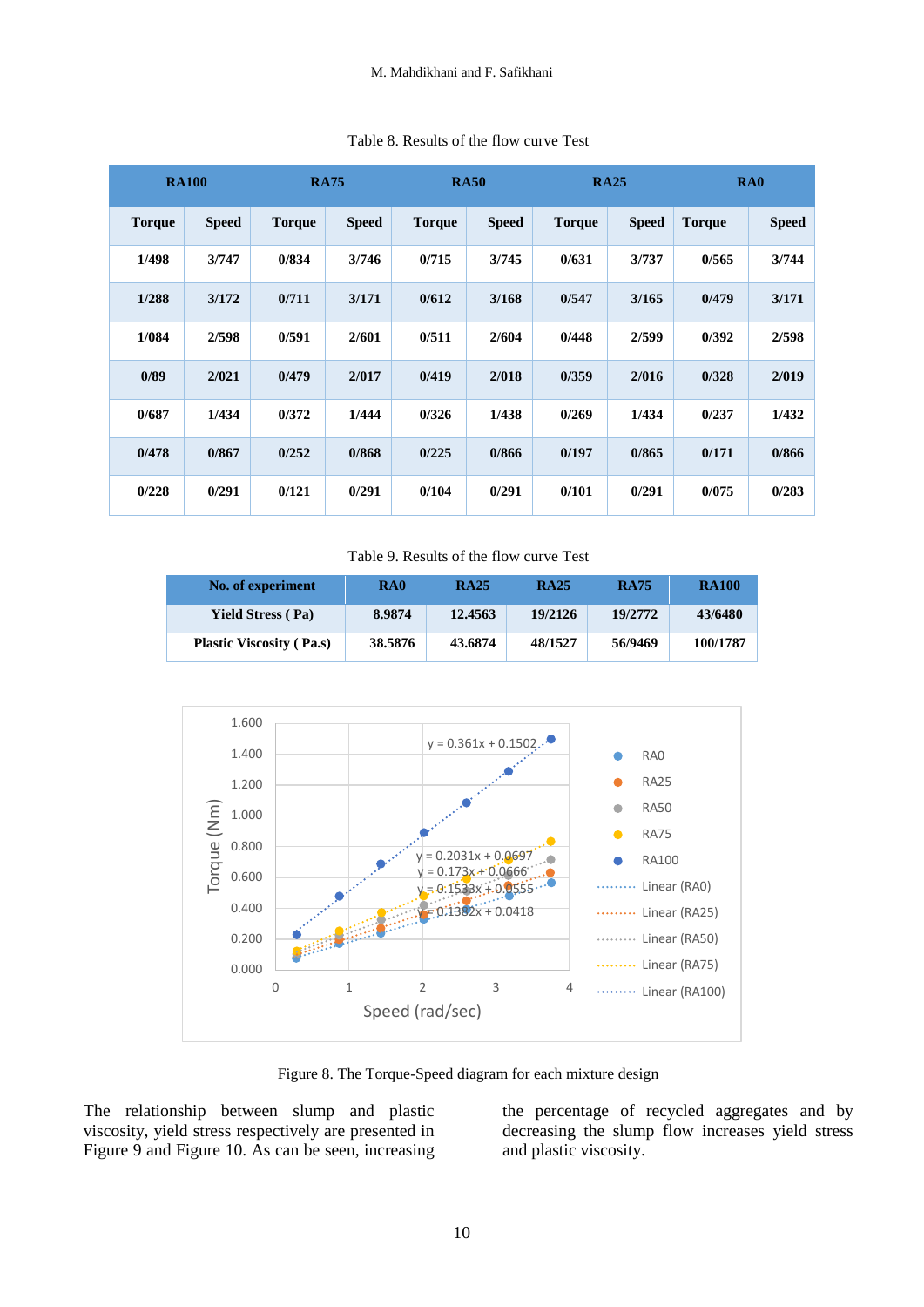Table 8. Results of the flow curve Test

| RA100 | | RA75 | | RA50 | | RA25 | | RA0 | |
|---|---|---|---|---|---|---|---|---|---|
| **Torque** | **Speed** | **Torque** | **Speed** | **Torque** | **Speed** | **Torque** | **Speed** | **Torque** | **Speed** |
| 1/498 | 3/747 | 0/834 | 3/746 | 0/715 | 3/745 | 0/631 | 3/737 | 0/565 | 3/744 |
| 1/288 | 3/172 | 0/711 | 3/171 | 0/612 | 3/168 | 0/547 | 3/165 | 0/479 | 3/171 |
| 1/084 | 2/598 | 0/591 | 2/601 | 0/511 | 2/604 | 0/448 | 2/599 | 0/392 | 2/598 |
| 0/89 | 2/021 | 0/479 | 2/017 | 0/419 | 2/018 | 0/359 | 2/016 | 0/328 | 2/019 |
| 0/687 | 1/434 | 0/372 | 1/444 | 0/326 | 1/438 | 0/269 | 1/434 | 0/237 | 1/432 |
| 0/478 | 0/867 | 0/252 | 0/868 | 0/225 | 0/866 | 0/197 | 0/865 | 0/171 | 0/866 |
| 0/228 | 0/291 | 0/121 | 0/291 | 0/104 | 0/291 | 0/101 | 0/291 | 0/075 | 0/283 |

Table 9. Results of the flow curve Test

| No. of experiment | RA0 | RA25 | RA25 | RA75 | RA100 |
|---|---|---|---|---|---|
| **Yield Stress ( Pa)** | 8.9874 | 12.4563 | 19/2126 | 19/2772 | 43/6480 |
| **Plastic Viscosity ( Pa.s)** | 38.5876 | 43.6874 | 48/1527 | 56/9469 | 100/1787 |

Figure 8. The Torque-Speed diagram for each mixture design

The relationship between slump and plastic viscosity, yield stress respectively are presented in Figure 9 and Figure 10. As can be seen, increasing the percentage of recycled aggregates and by decreasing the slump flow increases yield stress and plastic viscosity.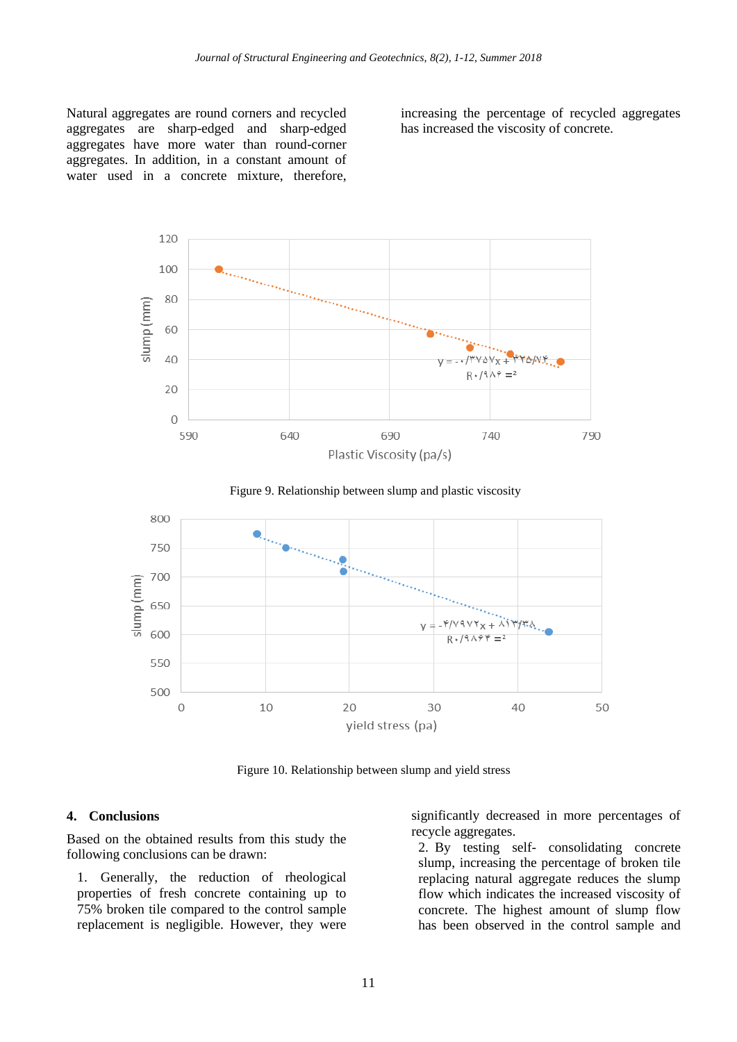Natural aggregates are round corners and recycled aggregates are sharp-edged and sharp-edged aggregates have more water than round-corner aggregates. In addition, in a constant amount of water used in a concrete mixture, therefore, increasing the percentage of recycled aggregates has increased the viscosity of concrete.

Figure 9. Relationship between slump and plastic viscosity

Figure 10. Relationship between slump and yield stress

## 4. Conclusions

Based on the obtained results from this study the following conclusions can be drawn:

1. Generally, the reduction of rheological properties of fresh concrete containing up to 75% broken tile compared to the control sample replacement is negligible. However, they were significantly decreased in more percentages of recycle aggregates.

2. By testing self- consolidating concrete slump, increasing the percentage of broken tile replacing natural aggregate reduces the slump flow which indicates the increased viscosity of concrete. The highest amount of slump flow has been observed in the control sample and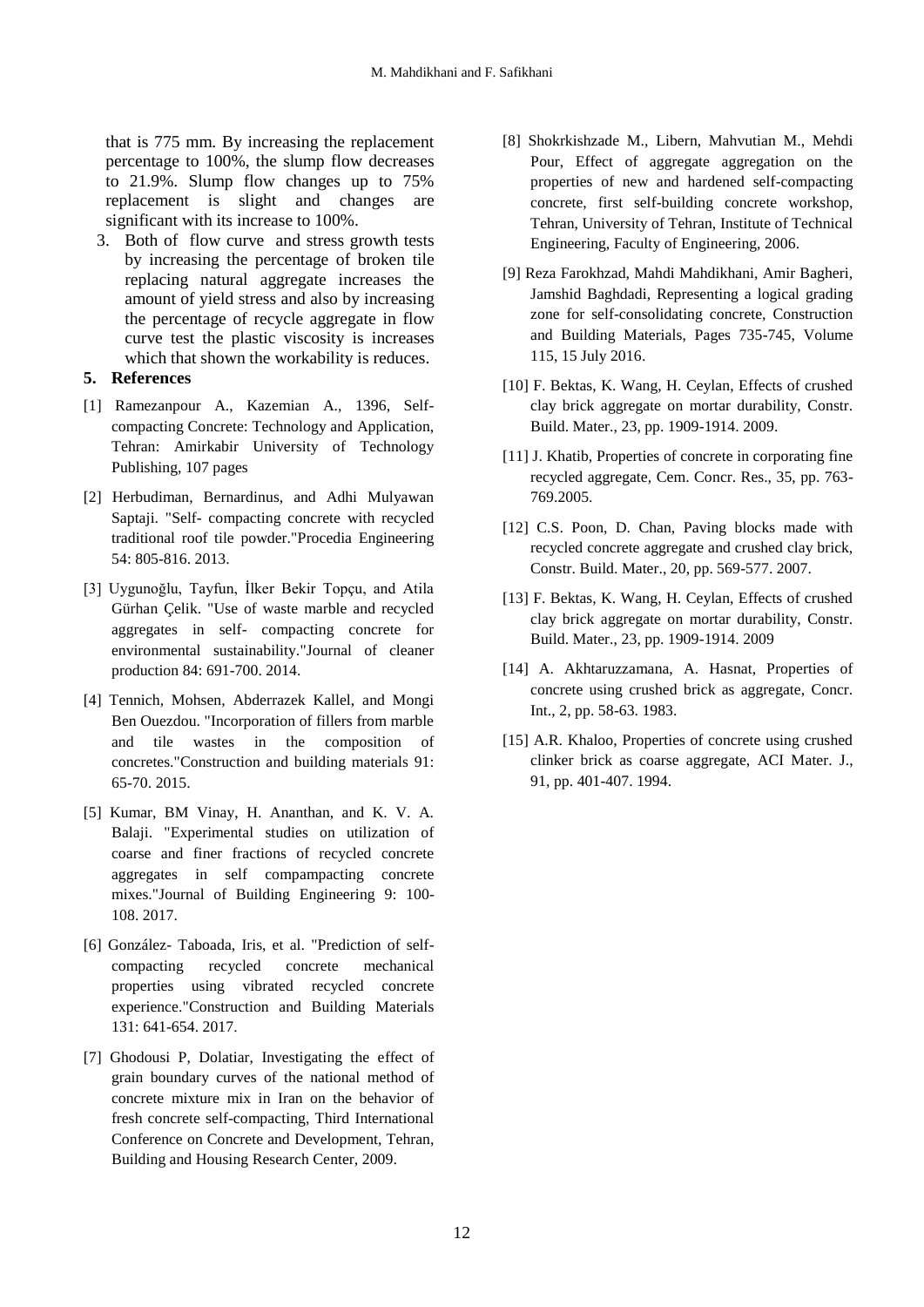that is 775 mm. By increasing the replacement percentage to 100%, the slump flow decreases to 21.9%. Slump flow changes up to 75% replacement is slight and changes are significant with its increase to 100%.

3. Both of flow curve and stress growth tests by increasing the percentage of broken tile replacing natural aggregate increases the amount of yield stress and also by increasing the percentage of recycle aggregate in flow curve test the plastic viscosity is increases which that shown the workability is reduces.

## 5. References

[1] Ramezanpour A., Kazemian A., 1396, Self-compacting Concrete: Technology and Application, Tehran: Amirkabir University of Technology Publishing, 107 pages

[2] Herbudiman, Bernardinus, and Adhi Mulyawan Saptaji. "Self- compacting concrete with recycled traditional roof tile powder."Procedia Engineering 54: 805-816. 2013.

[3] Uygunoğlu, Tayfun, İlker Bekir Topçu, and Atila Gürhan Çelik. "Use of waste marble and recycled aggregates in self- compacting concrete for environmental sustainability."Journal of cleaner production 84: 691-700. 2014.

[4] Tennich, Mohsen, Abderrazek Kallel, and Mongi Ben Ouezdou. "Incorporation of fillers from marble and tile wastes in the composition of concretes."Construction and building materials 91: 65-70. 2015.

[5] Kumar, BM Vinay, H. Ananthan, and K. V. A. Balaji. "Experimental studies on utilization of coarse and finer fractions of recycled concrete aggregates in self compampacting concrete mixes."Journal of Building Engineering 9: 100-108. 2017.

[6] González- Taboada, Iris, et al. "Prediction of self-compacting recycled concrete mechanical properties using vibrated recycled concrete experience."Construction and Building Materials 131: 641-654. 2017.

[7] Ghodousi P, Dolatiar, Investigating the effect of grain boundary curves of the national method of concrete mixture mix in Iran on the behavior of fresh concrete self-compacting, Third International Conference on Concrete and Development, Tehran, Building and Housing Research Center, 2009.

[8] Shokrkishzade M., Libern, Mahvutian M., Mehdi Pour, Effect of aggregate aggregation on the properties of new and hardened self-compacting concrete, first self-building concrete workshop, Tehran, University of Tehran, Institute of Technical Engineering, Faculty of Engineering, 2006.

[9] Reza Farokhzad, Mahdi Mahdikhani, Amir Bagheri, Jamshid Baghdadi, Representing a logical grading zone for self-consolidating concrete, Construction and Building Materials, Pages 735-745, Volume 115, 15 July 2016.

[10] F. Bektas, K. Wang, H. Ceylan, Effects of crushed clay brick aggregate on mortar durability, Constr. Build. Mater., 23, pp. 1909-1914. 2009.

[11] J. Khatib, Properties of concrete in corporating fine recycled aggregate, Cem. Concr. Res., 35, pp. 763-769.2005.

[12] C.S. Poon, D. Chan, Paving blocks made with recycled concrete aggregate and crushed clay brick, Constr. Build. Mater., 20, pp. 569-577. 2007.

[13] F. Bektas, K. Wang, H. Ceylan, Effects of crushed clay brick aggregate on mortar durability, Constr. Build. Mater., 23, pp. 1909-1914. 2009

[14] A. Akhtaruzzamana, A. Hasnat, Properties of concrete using crushed brick as aggregate, Concr. Int., 2, pp. 58-63. 1983.

[15] A.R. Khaloo, Properties of concrete using crushed clinker brick as coarse aggregate, ACI Mater. J., 91, pp. 401-407. 1994.